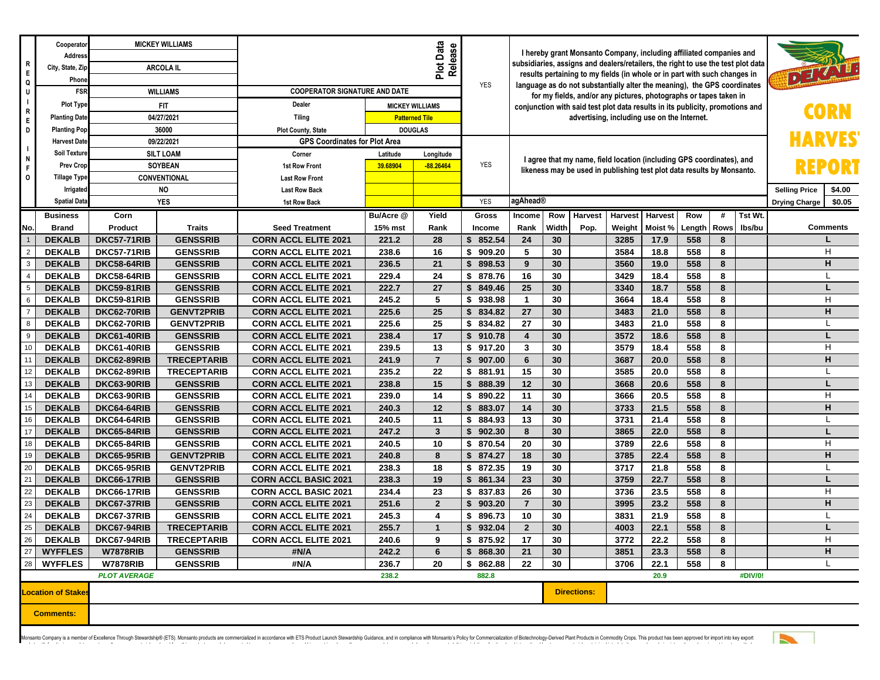# DEKALB CORN HARVEST REPORT

**REQUIRED INFO**

| | | | | | |
|---|---|---|---|---|---|
| Cooperator | MICKEY WILLIAMS | | | | |
| Address | | | | | |
| City, State, Zip | ARCOLA IL | | | | |
| Phone | | | | | |
| FSR | WILLIAMS | COOPERATOR SIGNATURE AND DATE | | | |
| Plot Type | FIT | Dealer | MICKEY WILLIAMS | | |
| Planting Date | 04/27/2021 | Tiling | Patterned Tile | | |
| Planting Pop | 36000 | Plot County, State | DOUGLAS | | |
| Harvest Date | 09/22/2021 | GPS Coordinates for Plot Area | | | |
| Soil Texture | SILT LOAM | Corner | Latitude | Longitude | |
| Prev Crop | SOYBEAN | 1st Row Front | 39.68904 | -88.26464 | |
| Tillage Type | CONVENTIONAL | Last Row Front | | | |
| Irrigated | NO | Last Row Back | | | |
| Spatial Data | YES | 1st Row Back | | | |

**Plot Data Release**

YES — I hereby grant Monsanto Company, including affiliated companies and subsidiaries, assigns and dealers/retailers, the right to use the test plot data results pertaining to my fields (in whole or in part with such changes in language as do not substantially alter the meaning), the GPS coordinates for my fields, and/or any pictures, photographs or tapes taken in conjunction with said test plot data results in its publicity, promotions and advertising, including use on the Internet.

YES — I agree that my name, field location (including GPS coordinates), and likeness may be used in publishing test plot data results by Monsanto.

YES — agAhead®

| Selling Price | $4.00 |
|---|---|
| Drying Charge | $0.05 |

| No. | Business Brand | Corn Product | Traits | Seed Treatment | Bu/Acre @ 15% mst | Yield Rank | Gross Income | Income Rank | Row Width | Harvest Pop. | Harvest Weight | Harvest Moist % | Row Length | # Rows | Tst Wt. lbs/bu | Comments |
|---|---|---|---|---|---|---|---|---|---|---|---|---|---|---|---|---|
| 1 | DEKALB | DKC57-71RIB | GENSSRIB | CORN ACCL ELITE 2021 | 221.2 | 28 | $ 852.54 | 24 | 30 | | 3285 | 17.9 | 558 | 8 | | L |
| 2 | DEKALB | DKC57-71RIB | GENSSRIB | CORN ACCL ELITE 2021 | 238.6 | 16 | $ 909.20 | 5 | 30 | | 3584 | 18.8 | 558 | 8 | | H |
| 3 | DEKALB | DKC58-64RIB | GENSSRIB | CORN ACCL ELITE 2021 | 236.5 | 21 | $ 898.53 | 9 | 30 | | 3560 | 19.0 | 558 | 8 | | H |
| 4 | DEKALB | DKC58-64RIB | GENSSRIB | CORN ACCL ELITE 2021 | 229.4 | 24 | $ 878.76 | 16 | 30 | | 3429 | 18.4 | 558 | 8 | | L |
| 5 | DEKALB | DKC59-81RIB | GENSSRIB | CORN ACCL ELITE 2021 | 222.7 | 27 | $ 849.46 | 25 | 30 | | 3340 | 18.7 | 558 | 8 | | L |
| 6 | DEKALB | DKC59-81RIB | GENSSRIB | CORN ACCL ELITE 2021 | 245.2 | 5 | $ 938.98 | 1 | 30 | | 3664 | 18.4 | 558 | 8 | | H |
| 7 | DEKALB | DKC62-70RIB | GENVT2PRIB | CORN ACCL ELITE 2021 | 225.6 | 25 | $ 834.82 | 27 | 30 | | 3483 | 21.0 | 558 | 8 | | H |
| 8 | DEKALB | DKC62-70RIB | GENVT2PRIB | CORN ACCL ELITE 2021 | 225.6 | 25 | $ 834.82 | 27 | 30 | | 3483 | 21.0 | 558 | 8 | | L |
| 9 | DEKALB | DKC61-40RIB | GENSSRIB | CORN ACCL ELITE 2021 | 238.4 | 17 | $ 910.78 | 4 | 30 | | 3572 | 18.6 | 558 | 8 | | L |
| 10 | DEKALB | DKC61-40RIB | GENSSRIB | CORN ACCL ELITE 2021 | 239.5 | 13 | $ 917.20 | 3 | 30 | | 3579 | 18.4 | 558 | 8 | | H |
| 11 | DEKALB | DKC62-89RIB | TRECEPTARIB | CORN ACCL ELITE 2021 | 241.9 | 7 | $ 907.00 | 6 | 30 | | 3687 | 20.0 | 558 | 8 | | H |
| 12 | DEKALB | DKC62-89RIB | TRECEPTARIB | CORN ACCL ELITE 2021 | 235.2 | 22 | $ 881.91 | 15 | 30 | | 3585 | 20.0 | 558 | 8 | | L |
| 13 | DEKALB | DKC63-90RIB | GENSSRIB | CORN ACCL ELITE 2021 | 238.8 | 15 | $ 888.39 | 12 | 30 | | 3668 | 20.6 | 558 | 8 | | L |
| 14 | DEKALB | DKC63-90RIB | GENSSRIB | CORN ACCL ELITE 2021 | 239.0 | 14 | $ 890.22 | 11 | 30 | | 3666 | 20.5 | 558 | 8 | | H |
| 15 | DEKALB | DKC64-64RIB | GENSSRIB | CORN ACCL ELITE 2021 | 240.3 | 12 | $ 883.07 | 14 | 30 | | 3733 | 21.5 | 558 | 8 | | H |
| 16 | DEKALB | DKC64-64RIB | GENSSRIB | CORN ACCL ELITE 2021 | 240.5 | 11 | $ 884.93 | 13 | 30 | | 3731 | 21.4 | 558 | 8 | | L |
| 17 | DEKALB | DKC65-84RIB | GENSSRIB | CORN ACCL ELITE 2021 | 247.2 | 3 | $ 902.30 | 8 | 30 | | 3865 | 22.0 | 558 | 8 | | L |
| 18 | DEKALB | DKC65-84RIB | GENSSRIB | CORN ACCL ELITE 2021 | 240.5 | 10 | $ 870.54 | 20 | 30 | | 3789 | 22.6 | 558 | 8 | | H |
| 19 | DEKALB | DKC65-95RIB | GENVT2PRIB | CORN ACCL ELITE 2021 | 240.8 | 8 | $ 874.27 | 18 | 30 | | 3785 | 22.4 | 558 | 8 | | H |
| 20 | DEKALB | DKC65-95RIB | GENVT2PRIB | CORN ACCL ELITE 2021 | 238.3 | 18 | $ 872.35 | 19 | 30 | | 3717 | 21.8 | 558 | 8 | | L |
| 21 | DEKALB | DKC66-17RIB | GENSSRIB | CORN ACCL BASIC 2021 | 238.3 | 19 | $ 861.34 | 23 | 30 | | 3759 | 22.7 | 558 | 8 | | L |
| 22 | DEKALB | DKC66-17RIB | GENSSRIB | CORN ACCL BASIC 2021 | 234.4 | 23 | $ 837.83 | 26 | 30 | | 3736 | 23.5 | 558 | 8 | | H |
| 23 | DEKALB | DKC67-37RIB | GENSSRIB | CORN ACCL ELITE 2021 | 251.6 | 2 | $ 903.20 | 7 | 30 | | 3995 | 23.2 | 558 | 8 | | H |
| 24 | DEKALB | DKC67-37RIB | GENSSRIB | CORN ACCL ELITE 2021 | 245.3 | 4 | $ 896.73 | 10 | 30 | | 3831 | 21.9 | 558 | 8 | | L |
| 25 | DEKALB | DKC67-94RIB | TRECEPTARIB | CORN ACCL ELITE 2021 | 255.7 | 1 | $ 932.04 | 2 | 30 | | 4003 | 22.1 | 558 | 8 | | L |
| 26 | DEKALB | DKC67-94RIB | TRECEPTARIB | CORN ACCL ELITE 2021 | 240.6 | 9 | $ 875.92 | 17 | 30 | | 3772 | 22.2 | 558 | 8 | | H |
| 27 | WYFFLES | W7878RIB | GENSSRIB | #N/A | 242.2 | 6 | $ 868.30 | 21 | 30 | | 3851 | 23.3 | 558 | 8 | | H |
| 28 | WYFFLES | W7878RIB | GENSSRIB | #N/A | 236.7 | 20 | $ 862.88 | 22 | 30 | | 3706 | 22.1 | 558 | 8 | | L |
| | | *PLOT AVERAGE* | | | 238.2 | | 882.8 | | | | | 20.9 | | | #DIV/0! | |

**Location of Stakes**

**Directions:**

**Comments:**

Monsanto Company is a member of Excellence Through Stewardship® (ETS). Monsanto products are commercialized in accordance with ETS Product Launch Stewardship Guidance, and in compliance with Monsanto's Policy for Commercialization of Biotechnology-Derived Plant Products in Commodity Crops. This product has been approved for import into key export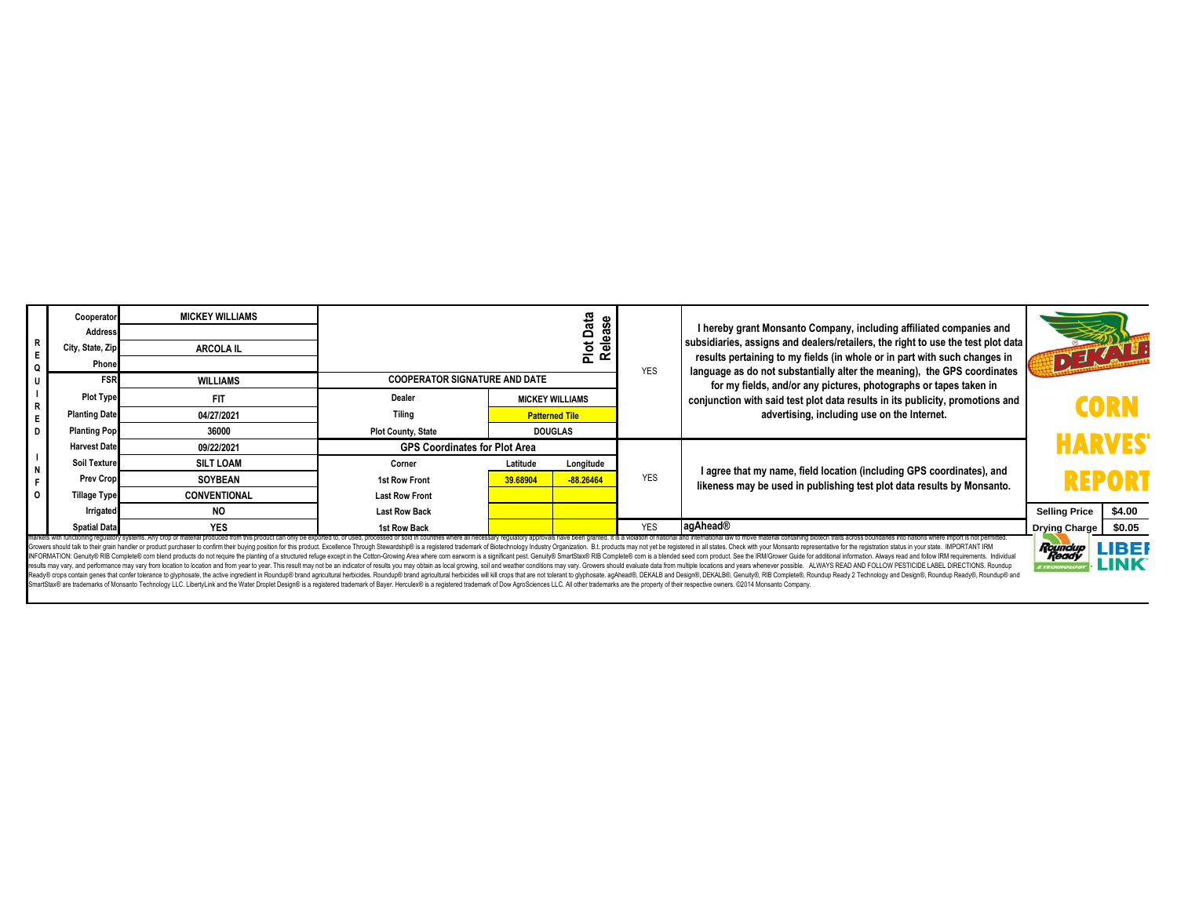| REQUIRED INFO | | | | | | | |
|---|---|---|---|---|---|---|---|
| Cooperator | MICKEY WILLIAMS | | | | Plot Data Release | | |
| Address | | | | | | | |
| City, State, Zip | ARCOLA IL | | | | | | |
| Phone | | | | | | YES | I hereby grant Monsanto Company, including affiliated companies and subsidiaries, assigns and dealers/retailers, the right to use the test plot data results pertaining to my fields (in whole or in part with such changes in language as do not substantially alter the meaning), the GPS coordinates for my fields, and/or any pictures, photographs or tapes taken in conjunction with said test plot data results in its publicity, promotions and advertising, including use on the Internet. |
| FSR | WILLIAMS | COOPERATOR SIGNATURE AND DATE | | | | | |
| Plot Type | FIT | Dealer | MICKEY WILLIAMS | | | | |
| Planting Date | 04/27/2021 | Tiling | Patterned Tile | | | | |
| Planting Pop | 36000 | Plot County, State | DOUGLAS | | | | |
| Harvest Date | 09/22/2021 | GPS Coordinates for Plot Area | | | | | |
| Soil Texture | SILT LOAM | Corner | Latitude | Longitude | | | |
| Prev Crop | SOYBEAN | 1st Row Front | 39.68904 | -88.26464 | | YES | I agree that my name, field location (including GPS coordinates), and likeness may be used in publishing test plot data results by Monsanto. |
| Tillage Type | CONVENTIONAL | Last Row Front | | | | | |
| Irrigated | NO | Last Row Back | | | | | |
| Spatial Data | YES | 1st Row Back | | | | YES | agAhead® |

**CORN HARVEST REPORT**

| Selling Price | $4.00 |
|---|---|
| Drying Charge | $0.05 |

markets with functioning regulatory systems. Any crop or material produced from this product can only be exported to, or used, processed or sold in countries where all necessary regulatory approvals have been granted. It is a violation of national and international law to move material containing biotech traits across boundaries into nations where import is not permitted. Growers should talk to their grain handler or product purchaser to confirm their buying position for this product. Excellence Through Stewardship® is a registered trademark of Biotechnology Industry Organization. B.t. products may not yet be registered in all states. Check with your Monsanto representative for the registration status in your state. IMPORTANT IRM INFORMATION: Genuity® RIB Complete® corn blend products do not require the planting of a structured refuge except in the Cotton-Growing Area where corn earworm is a significant pest. Genuity® SmartStax® RIB Complete® corn is a blended seed corn product. See the IRM/Grower Guide for additional information. Always read and follow IRM requirements. Individual results may vary, and performance may vary from location to location and from year to year. This result may not be an indicator of results you may obtain as local growing, soil and weather conditions may vary. Growers should evaluate data from multiple locations and years whenever possible. ALWAYS READ AND FOLLOW PESTICIDE LABEL DIRECTIONS. Roundup Ready® crops contain genes that confer tolerance to glyphosate, the active ingredient in Roundup® brand agricultural herbicides. Roundup® brand agricultural herbicides will kill crops that are not tolerant to glyphosate. agAhead®, DEKALB and Design®, DEKALB®, Genuity®, RIB Complete®, Roundup Ready 2 Technology and Design®, Roundup Ready®, Roundup® and SmartStax® are trademarks of Monsanto Technology LLC. LibertyLink and the Water Droplet Design® is a registered trademark of Bayer. Herculex® is a registered trademark of Dow AgroSciences LLC. All other trademarks are the property of their respective owners. ©2014 Monsanto Company.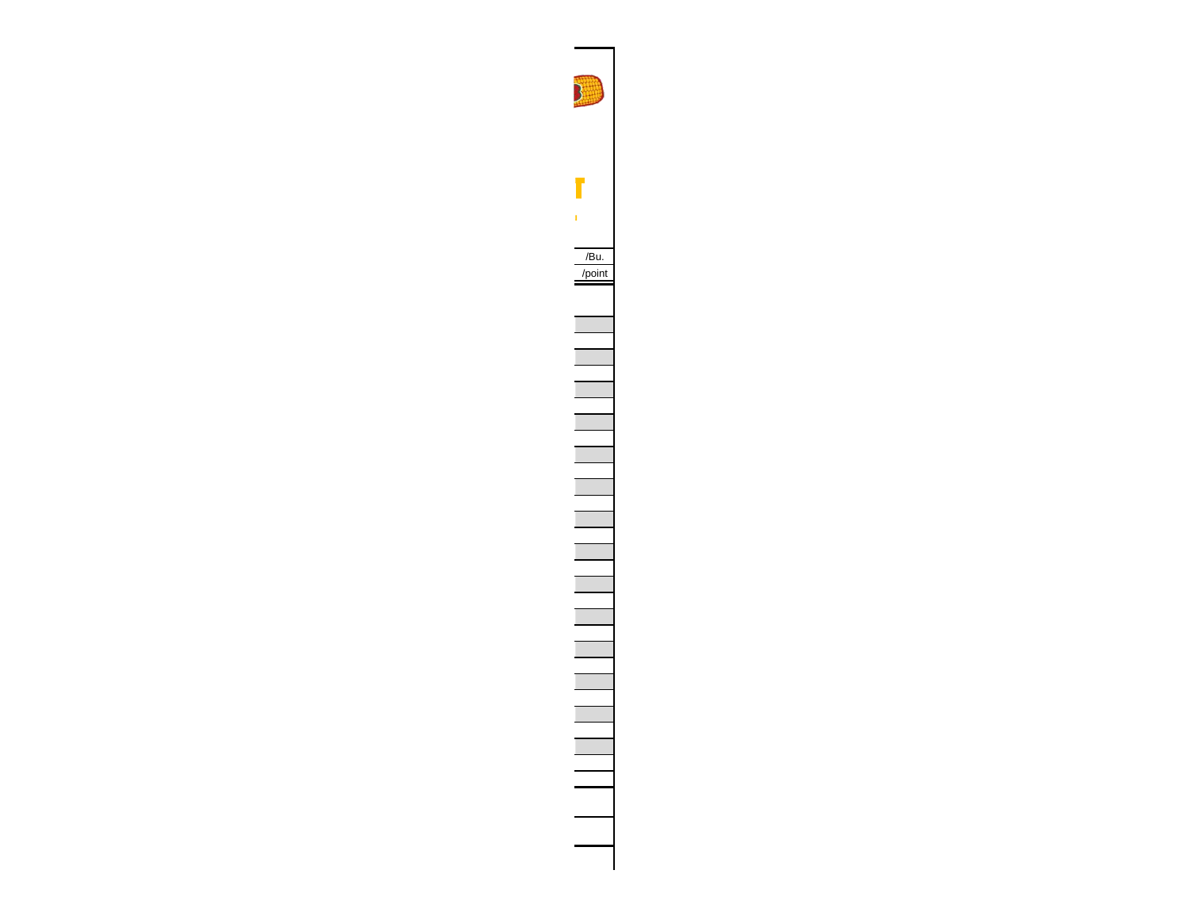/Bu.

/point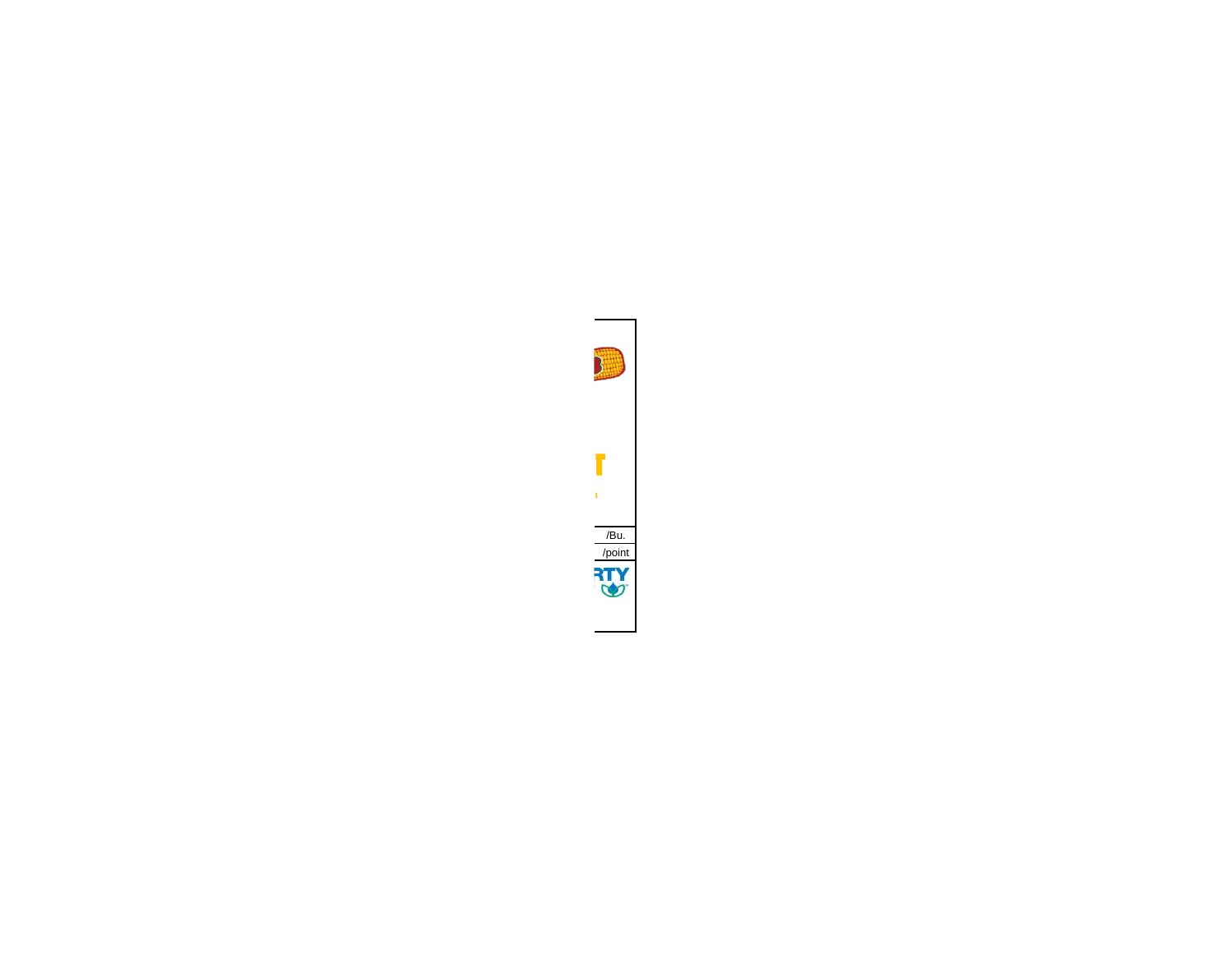/Bu.

/point

RTY